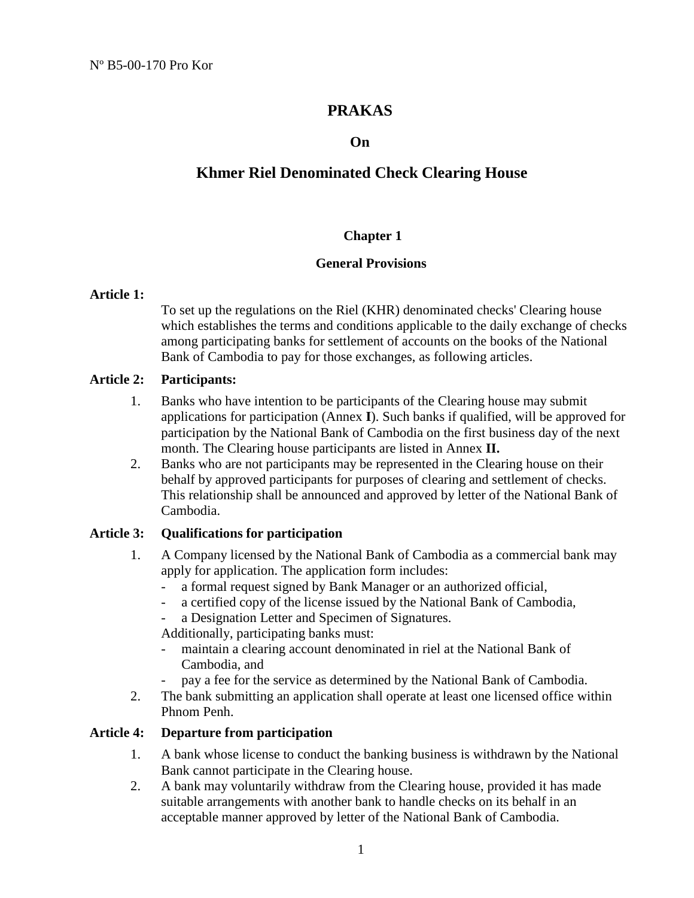Nº B5-00-170 Pro Kor

# PRAKAS

## On

## Khmer Riel Denominated Check Clearing House

### Chapter 1

### General Provisions

**Article 1:**

To set up the regulations on the Riel (KHR) denominated checks' Clearing house which establishes the terms and conditions applicable to the daily exchange of checks among participating banks for settlement of accounts on the books of the National Bank of Cambodia to pay for those exchanges, as following articles.

**Article 2: Participants:**

1. Banks who have intention to be participants of the Clearing house may submit applications for participation (Annex **I**). Such banks if qualified, will be approved for participation by the National Bank of Cambodia on the first business day of the next month. The Clearing house participants are listed in Annex **II.**
2. Banks who are not participants may be represented in the Clearing house on their behalf by approved participants for purposes of clearing and settlement of checks. This relationship shall be announced and approved by letter of the National Bank of Cambodia.

**Article 3: Qualifications for participation**

1. A Company licensed by the National Bank of Cambodia as a commercial bank may apply for application. The application form includes:
   - a formal request signed by Bank Manager or an authorized official,
   - a certified copy of the license issued by the National Bank of Cambodia,
   - a Designation Letter and Specimen of Signatures.

   Additionally, participating banks must:
   - maintain a clearing account denominated in riel at the National Bank of Cambodia, and
   - pay a fee for the service as determined by the National Bank of Cambodia.
2. The bank submitting an application shall operate at least one licensed office within Phnom Penh.

**Article 4: Departure from participation**

1. A bank whose license to conduct the banking business is withdrawn by the National Bank cannot participate in the Clearing house.
2. A bank may voluntarily withdraw from the Clearing house, provided it has made suitable arrangements with another bank to handle checks on its behalf in an acceptable manner approved by letter of the National Bank of Cambodia.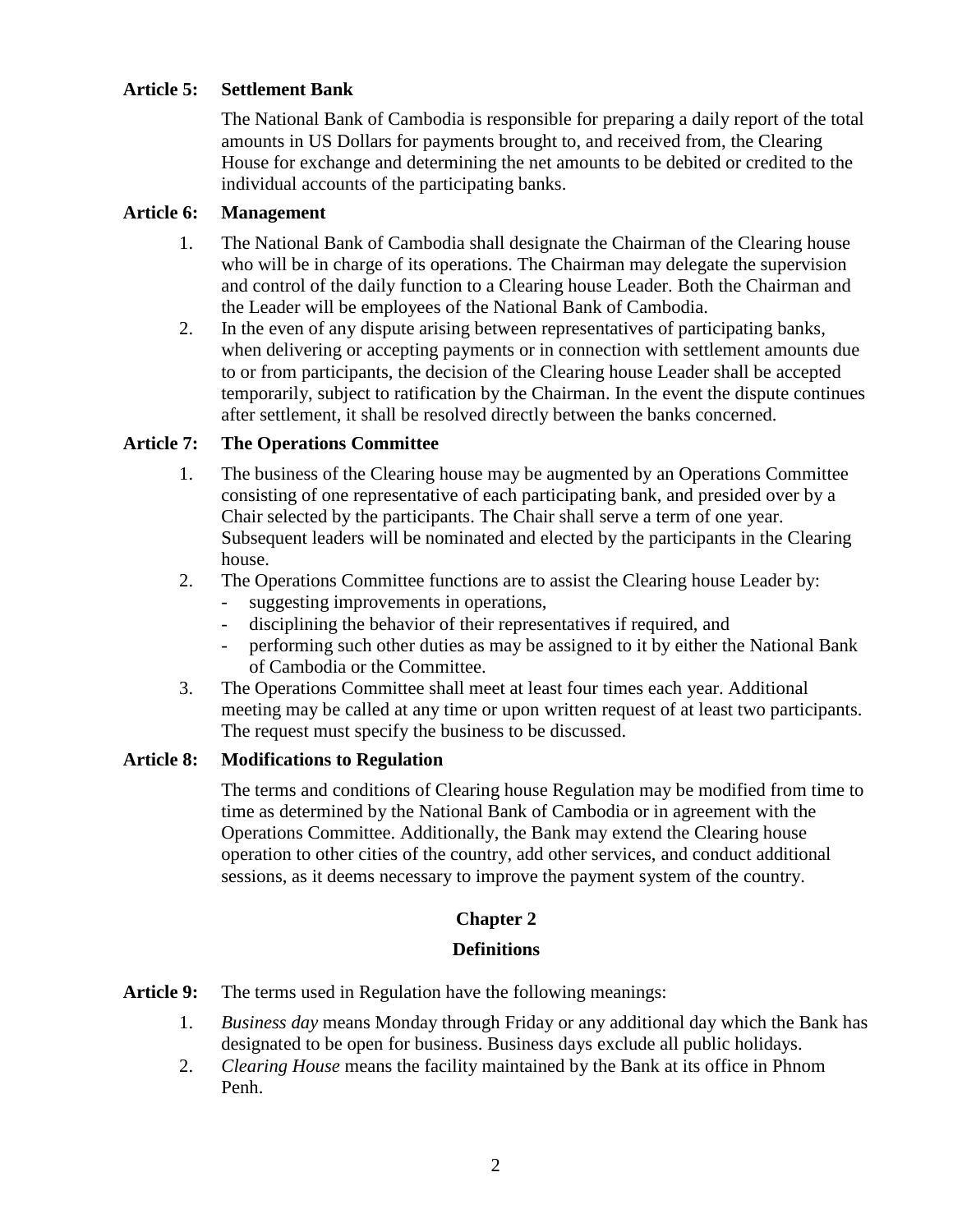**Article 5: Settlement Bank**

The National Bank of Cambodia is responsible for preparing a daily report of the total amounts in US Dollars for payments brought to, and received from, the Clearing House for exchange and determining the net amounts to be debited or credited to the individual accounts of the participating banks.

**Article 6: Management**

1. The National Bank of Cambodia shall designate the Chairman of the Clearing house who will be in charge of its operations. The Chairman may delegate the supervision and control of the daily function to a Clearing house Leader. Both the Chairman and the Leader will be employees of the National Bank of Cambodia.
2. In the even of any dispute arising between representatives of participating banks, when delivering or accepting payments or in connection with settlement amounts due to or from participants, the decision of the Clearing house Leader shall be accepted temporarily, subject to ratification by the Chairman. In the event the dispute continues after settlement, it shall be resolved directly between the banks concerned.

**Article 7: The Operations Committee**

1. The business of the Clearing house may be augmented by an Operations Committee consisting of one representative of each participating bank, and presided over by a Chair selected by the participants. The Chair shall serve a term of one year. Subsequent leaders will be nominated and elected by the participants in the Clearing house.
2. The Operations Committee functions are to assist the Clearing house Leader by:
   - suggesting improvements in operations,
   - disciplining the behavior of their representatives if required, and
   - performing such other duties as may be assigned to it by either the National Bank of Cambodia or the Committee.
3. The Operations Committee shall meet at least four times each year. Additional meeting may be called at any time or upon written request of at least two participants. The request must specify the business to be discussed.

**Article 8: Modifications to Regulation**

The terms and conditions of Clearing house Regulation may be modified from time to time as determined by the National Bank of Cambodia or in agreement with the Operations Committee. Additionally, the Bank may extend the Clearing house operation to other cities of the country, add other services, and conduct additional sessions, as it deems necessary to improve the payment system of the country.

## Chapter 2

## Definitions

**Article 9:** The terms used in Regulation have the following meanings:

1. *Business day* means Monday through Friday or any additional day which the Bank has designated to be open for business. Business days exclude all public holidays.
2. *Clearing House* means the facility maintained by the Bank at its office in Phnom Penh.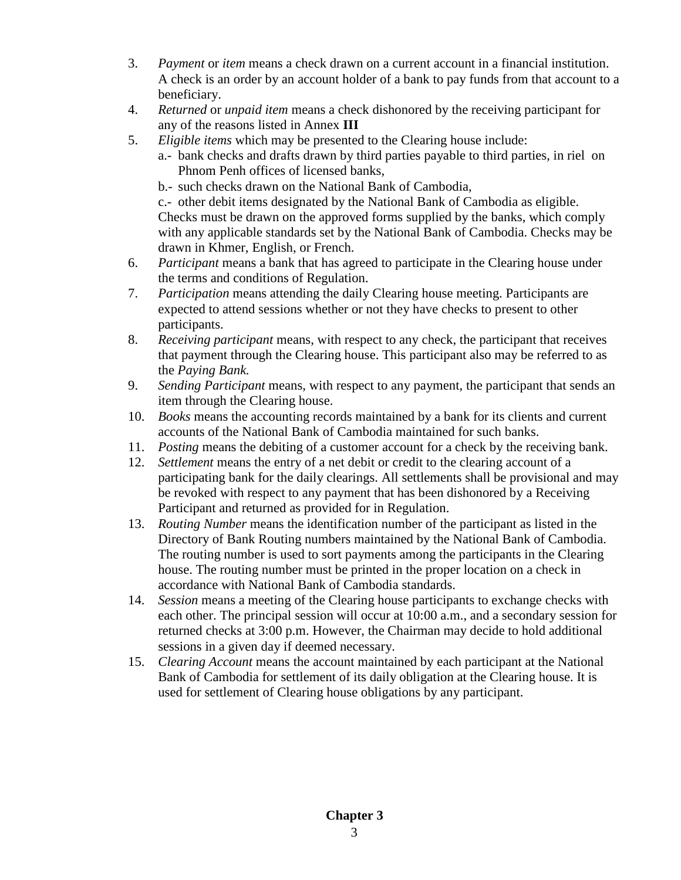3. *Payment* or *item* means a check drawn on a current account in a financial institution. A check is an order by an account holder of a bank to pay funds from that account to a beneficiary.
4. *Returned* or *unpaid item* means a check dishonored by the receiving participant for any of the reasons listed in Annex **III**
5. *Eligible items* which may be presented to the Clearing house include:
   a.- bank checks and drafts drawn by third parties payable to third parties, in riel on Phnom Penh offices of licensed banks,
   b.- such checks drawn on the National Bank of Cambodia,
   c.- other debit items designated by the National Bank of Cambodia as eligible.
   Checks must be drawn on the approved forms supplied by the banks, which comply with any applicable standards set by the National Bank of Cambodia. Checks may be drawn in Khmer, English, or French.
6. *Participant* means a bank that has agreed to participate in the Clearing house under the terms and conditions of Regulation.
7. *Participation* means attending the daily Clearing house meeting. Participants are expected to attend sessions whether or not they have checks to present to other participants.
8. *Receiving participant* means, with respect to any check, the participant that receives that payment through the Clearing house. This participant also may be referred to as the *Paying Bank.*
9. *Sending Participant* means, with respect to any payment, the participant that sends an item through the Clearing house.
10. *Books* means the accounting records maintained by a bank for its clients and current accounts of the National Bank of Cambodia maintained for such banks.
11. *Posting* means the debiting of a customer account for a check by the receiving bank.
12. *Settlement* means the entry of a net debit or credit to the clearing account of a participating bank for the daily clearings. All settlements shall be provisional and may be revoked with respect to any payment that has been dishonored by a Receiving Participant and returned as provided for in Regulation.
13. *Routing Number* means the identification number of the participant as listed in the Directory of Bank Routing numbers maintained by the National Bank of Cambodia. The routing number is used to sort payments among the participants in the Clearing house. The routing number must be printed in the proper location on a check in accordance with National Bank of Cambodia standards.
14. *Session* means a meeting of the Clearing house participants to exchange checks with each other. The principal session will occur at 10:00 a.m., and a secondary session for returned checks at 3:00 p.m. However, the Chairman may decide to hold additional sessions in a given day if deemed necessary.
15. *Clearing Account* means the account maintained by each participant at the National Bank of Cambodia for settlement of its daily obligation at the Clearing house. It is used for settlement of Clearing house obligations by any participant.

**Chapter 3**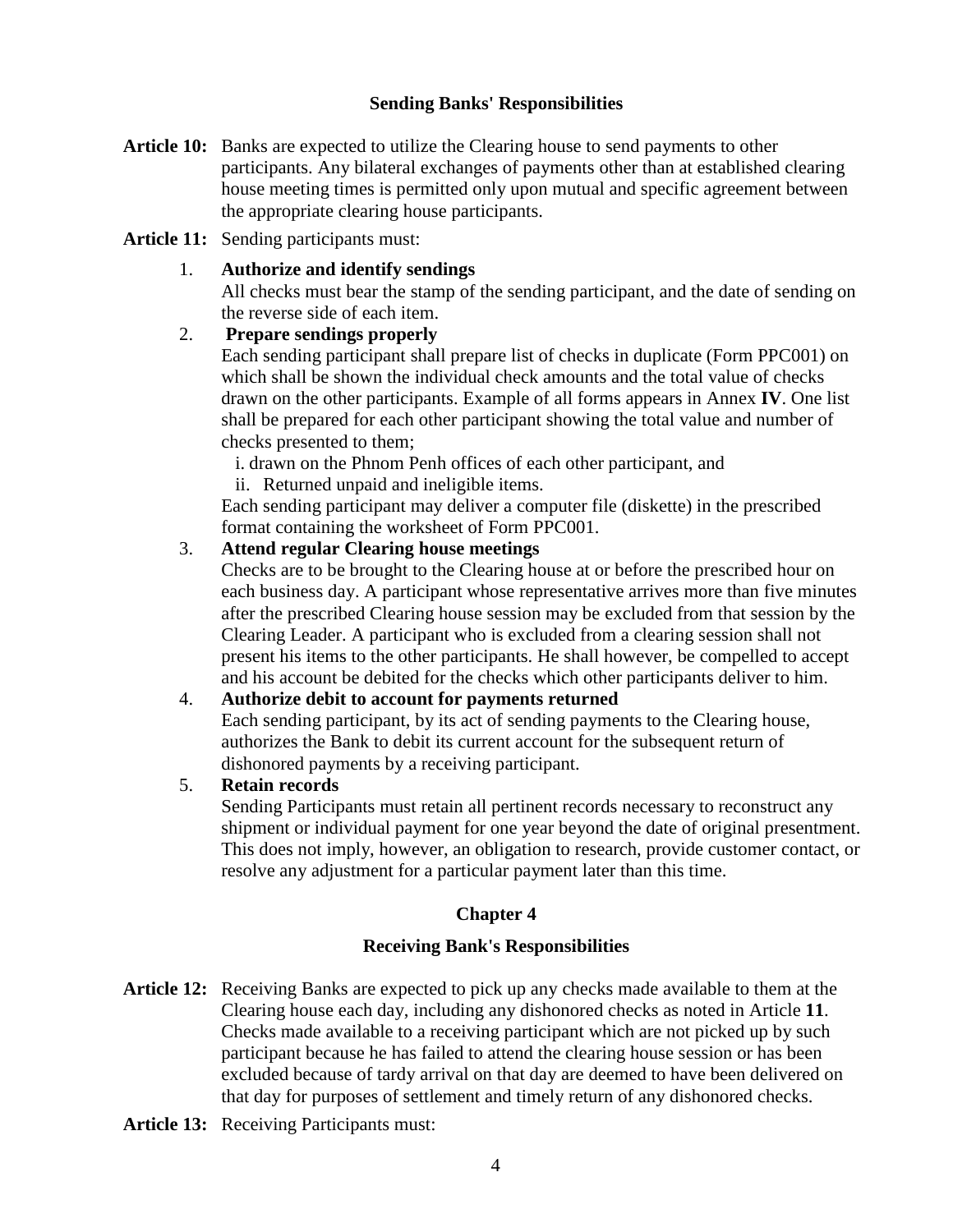### Sending Banks' Responsibilities

**Article 10:** Banks are expected to utilize the Clearing house to send payments to other participants. Any bilateral exchanges of payments other than at established clearing house meeting times is permitted only upon mutual and specific agreement between the appropriate clearing house participants.

**Article 11:** Sending participants must:

1. **Authorize and identify sendings**
   All checks must bear the stamp of the sending participant, and the date of sending on the reverse side of each item.

2. **Prepare sendings properly**
   Each sending participant shall prepare list of checks in duplicate (Form PPC001) on which shall be shown the individual check amounts and the total value of checks drawn on the other participants. Example of all forms appears in Annex **IV**. One list shall be prepared for each other participant showing the total value and number of checks presented to them;
   i. drawn on the Phnom Penh offices of each other participant, and
   ii. Returned unpaid and ineligible items.
   Each sending participant may deliver a computer file (diskette) in the prescribed format containing the worksheet of Form PPC001.

3. **Attend regular Clearing house meetings**
   Checks are to be brought to the Clearing house at or before the prescribed hour on each business day. A participant whose representative arrives more than five minutes after the prescribed Clearing house session may be excluded from that session by the Clearing Leader. A participant who is excluded from a clearing session shall not present his items to the other participants. He shall however, be compelled to accept and his account be debited for the checks which other participants deliver to him.

4. **Authorize debit to account for payments returned**
   Each sending participant, by its act of sending payments to the Clearing house, authorizes the Bank to debit its current account for the subsequent return of dishonored payments by a receiving participant.

5. **Retain records**
   Sending Participants must retain all pertinent records necessary to reconstruct any shipment or individual payment for one year beyond the date of original presentment. This does not imply, however, an obligation to research, provide customer contact, or resolve any adjustment for a particular payment later than this time.

## Chapter 4

### Receiving Bank's Responsibilities

**Article 12:** Receiving Banks are expected to pick up any checks made available to them at the Clearing house each day, including any dishonored checks as noted in Article **11**. Checks made available to a receiving participant which are not picked up by such participant because he has failed to attend the clearing house session or has been excluded because of tardy arrival on that day are deemed to have been delivered on that day for purposes of settlement and timely return of any dishonored checks.

**Article 13:** Receiving Participants must: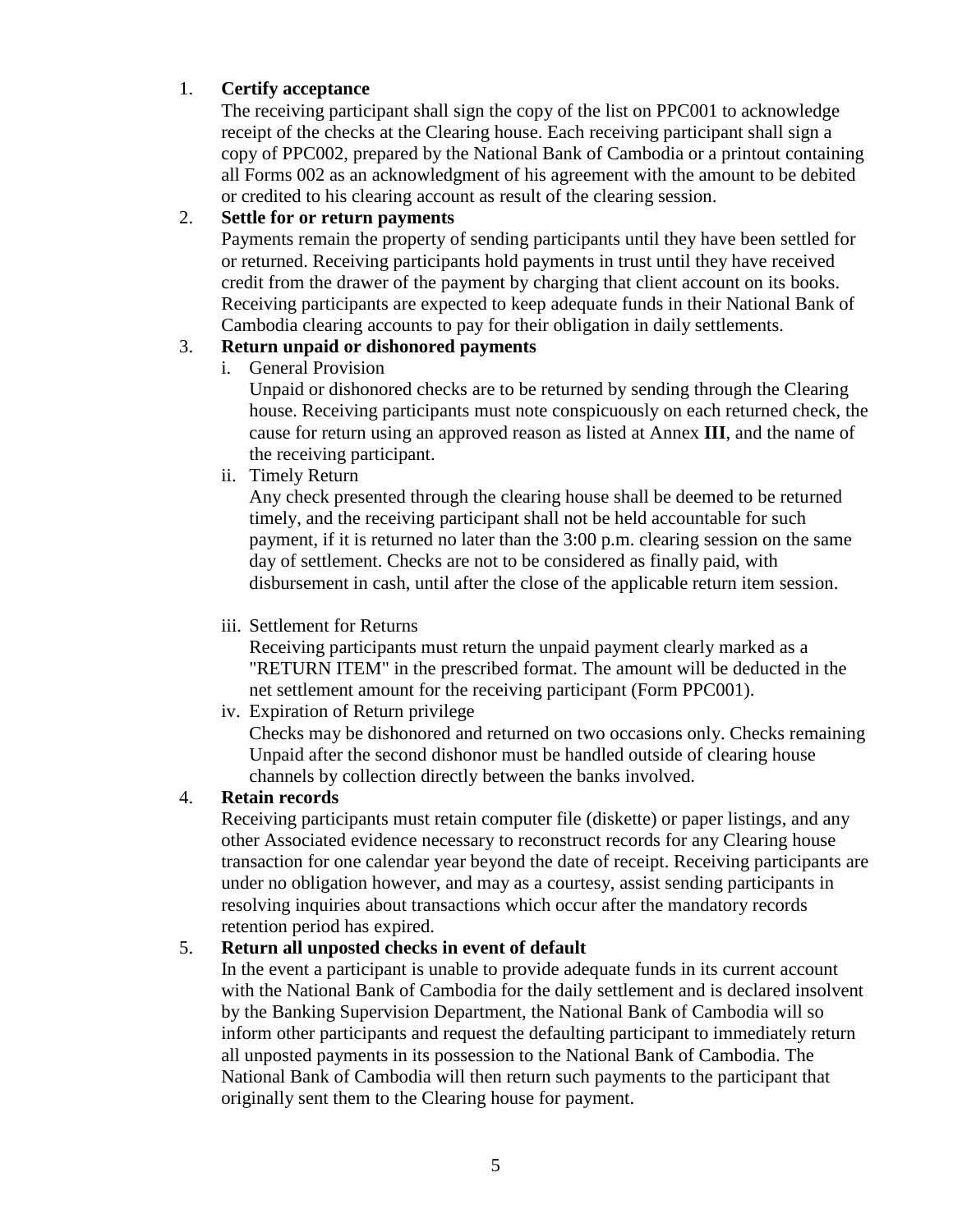1. **Certify acceptance**

   The receiving participant shall sign the copy of the list on PPC001 to acknowledge receipt of the checks at the Clearing house. Each receiving participant shall sign a copy of PPC002, prepared by the National Bank of Cambodia or a printout containing all Forms 002 as an acknowledgment of his agreement with the amount to be debited or credited to his clearing account as result of the clearing session.

2. **Settle for or return payments**

   Payments remain the property of sending participants until they have been settled for or returned. Receiving participants hold payments in trust until they have received credit from the drawer of the payment by charging that client account on its books. Receiving participants are expected to keep adequate funds in their National Bank of Cambodia clearing accounts to pay for their obligation in daily settlements.

3. **Return unpaid or dishonored payments**

   i. General Provision

      Unpaid or dishonored checks are to be returned by sending through the Clearing house. Receiving participants must note conspicuously on each returned check, the cause for return using an approved reason as listed at Annex **III**, and the name of the receiving participant.

   ii. Timely Return

      Any check presented through the clearing house shall be deemed to be returned timely, and the receiving participant shall not be held accountable for such payment, if it is returned no later than the 3:00 p.m. clearing session on the same day of settlement. Checks are not to be considered as finally paid, with disbursement in cash, until after the close of the applicable return item session.

   iii. Settlement for Returns

      Receiving participants must return the unpaid payment clearly marked as a "RETURN ITEM" in the prescribed format. The amount will be deducted in the net settlement amount for the receiving participant (Form PPC001).

   iv. Expiration of Return privilege

      Checks may be dishonored and returned on two occasions only. Checks remaining Unpaid after the second dishonor must be handled outside of clearing house channels by collection directly between the banks involved.

4. **Retain records**

   Receiving participants must retain computer file (diskette) or paper listings, and any other Associated evidence necessary to reconstruct records for any Clearing house transaction for one calendar year beyond the date of receipt. Receiving participants are under no obligation however, and may as a courtesy, assist sending participants in resolving inquiries about transactions which occur after the mandatory records retention period has expired.

5. **Return all unposted checks in event of default**

   In the event a participant is unable to provide adequate funds in its current account with the National Bank of Cambodia for the daily settlement and is declared insolvent by the Banking Supervision Department, the National Bank of Cambodia will so inform other participants and request the defaulting participant to immediately return all unposted payments in its possession to the National Bank of Cambodia. The National Bank of Cambodia will then return such payments to the participant that originally sent them to the Clearing house for payment.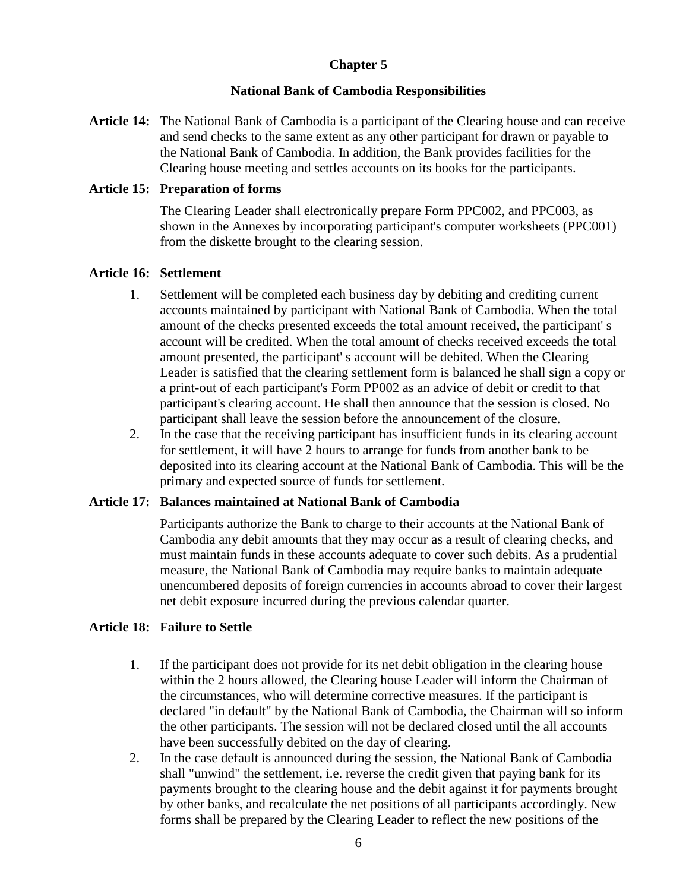## Chapter 5

### National Bank of Cambodia Responsibilities

**Article 14:** The National Bank of Cambodia is a participant of the Clearing house and can receive and send checks to the same extent as any other participant for drawn or payable to the National Bank of Cambodia. In addition, the Bank provides facilities for the Clearing house meeting and settles accounts on its books for the participants.

**Article 15: Preparation of forms**

The Clearing Leader shall electronically prepare Form PPC002, and PPC003, as shown in the Annexes by incorporating participant's computer worksheets (PPC001) from the diskette brought to the clearing session.

**Article 16: Settlement**

1. Settlement will be completed each business day by debiting and crediting current accounts maintained by participant with National Bank of Cambodia. When the total amount of the checks presented exceeds the total amount received, the participant' s account will be credited. When the total amount of checks received exceeds the total amount presented, the participant' s account will be debited. When the Clearing Leader is satisfied that the clearing settlement form is balanced he shall sign a copy or a print-out of each participant's Form PP002 as an advice of debit or credit to that participant's clearing account. He shall then announce that the session is closed. No participant shall leave the session before the announcement of the closure.
2. In the case that the receiving participant has insufficient funds in its clearing account for settlement, it will have 2 hours to arrange for funds from another bank to be deposited into its clearing account at the National Bank of Cambodia. This will be the primary and expected source of funds for settlement.

**Article 17: Balances maintained at National Bank of Cambodia**

Participants authorize the Bank to charge to their accounts at the National Bank of Cambodia any debit amounts that they may occur as a result of clearing checks, and must maintain funds in these accounts adequate to cover such debits. As a prudential measure, the National Bank of Cambodia may require banks to maintain adequate unencumbered deposits of foreign currencies in accounts abroad to cover their largest net debit exposure incurred during the previous calendar quarter.

**Article 18: Failure to Settle**

1. If the participant does not provide for its net debit obligation in the clearing house within the 2 hours allowed, the Clearing house Leader will inform the Chairman of the circumstances, who will determine corrective measures. If the participant is declared "in default" by the National Bank of Cambodia, the Chairman will so inform the other participants. The session will not be declared closed until the all accounts have been successfully debited on the day of clearing.
2. In the case default is announced during the session, the National Bank of Cambodia shall "unwind" the settlement, i.e. reverse the credit given that paying bank for its payments brought to the clearing house and the debit against it for payments brought by other banks, and recalculate the net positions of all participants accordingly. New forms shall be prepared by the Clearing Leader to reflect the new positions of the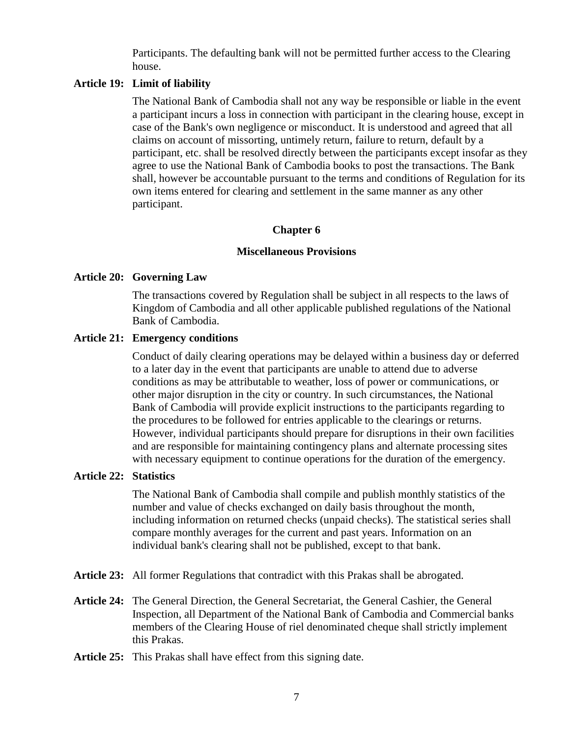Participants. The defaulting bank will not be permitted further access to the Clearing house.

**Article 19: Limit of liability**

The National Bank of Cambodia shall not any way be responsible or liable in the event a participant incurs a loss in connection with participant in the clearing house, except in case of the Bank's own negligence or misconduct. It is understood and agreed that all claims on account of missorting, untimely return, failure to return, default by a participant, etc. shall be resolved directly between the participants except insofar as they agree to use the National Bank of Cambodia books to post the transactions. The Bank shall, however be accountable pursuant to the terms and conditions of Regulation for its own items entered for clearing and settlement in the same manner as any other participant.

## Chapter 6

## Miscellaneous Provisions

**Article 20: Governing Law**

The transactions covered by Regulation shall be subject in all respects to the laws of Kingdom of Cambodia and all other applicable published regulations of the National Bank of Cambodia.

**Article 21: Emergency conditions**

Conduct of daily clearing operations may be delayed within a business day or deferred to a later day in the event that participants are unable to attend due to adverse conditions as may be attributable to weather, loss of power or communications, or other major disruption in the city or country. In such circumstances, the National Bank of Cambodia will provide explicit instructions to the participants regarding to the procedures to be followed for entries applicable to the clearings or returns. However, individual participants should prepare for disruptions in their own facilities and are responsible for maintaining contingency plans and alternate processing sites with necessary equipment to continue operations for the duration of the emergency.

**Article 22: Statistics**

The National Bank of Cambodia shall compile and publish monthly statistics of the number and value of checks exchanged on daily basis throughout the month, including information on returned checks (unpaid checks). The statistical series shall compare monthly averages for the current and past years. Information on an individual bank's clearing shall not be published, except to that bank.

**Article 23:** All former Regulations that contradict with this Prakas shall be abrogated.

**Article 24:** The General Direction, the General Secretariat, the General Cashier, the General Inspection, all Department of the National Bank of Cambodia and Commercial banks members of the Clearing House of riel denominated cheque shall strictly implement this Prakas.

**Article 25:** This Prakas shall have effect from this signing date.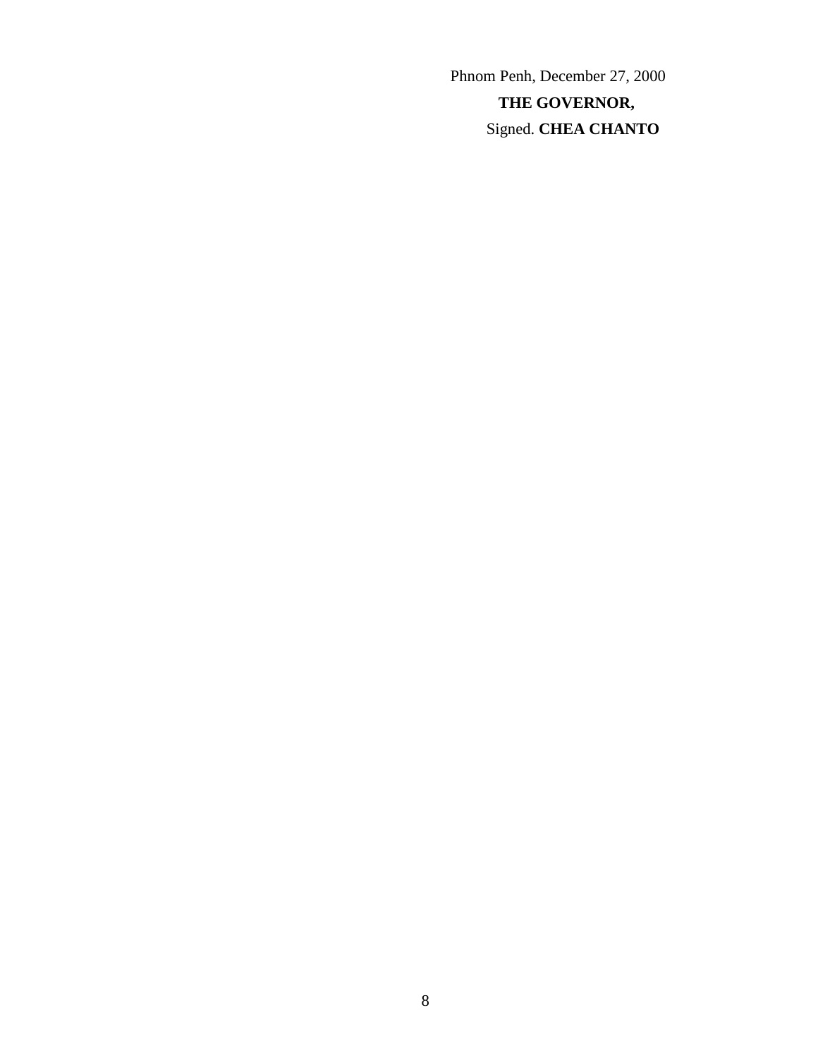Phnom Penh, December 27, 2000

**THE GOVERNOR,**

Signed. **CHEA CHANTO**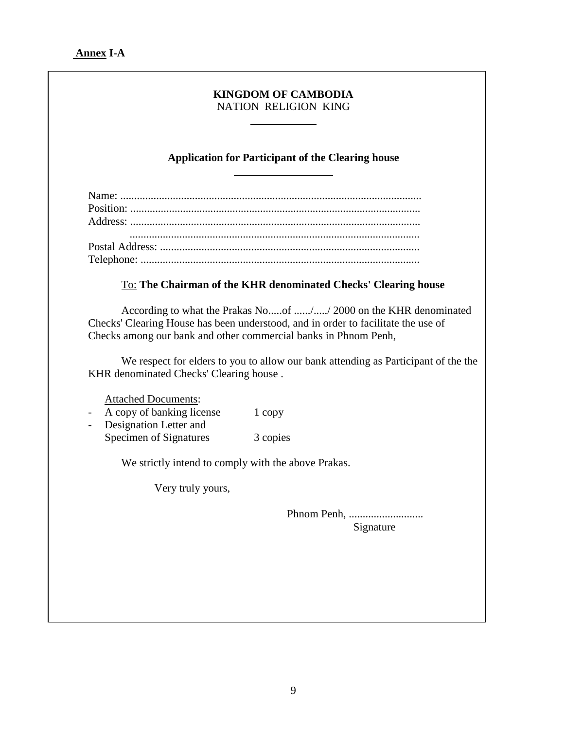**Annex I-A**

**KINGDOM OF CAMBODIA**
NATION RELIGION KING

**Application for Participant of the Clearing house**

Name: ............................................................................................................
Position: ........................................................................................................
Address: ........................................................................................................
........................................................................................................
Postal Address: .............................................................................................
Telephone: ....................................................................................................

To: **The Chairman of the KHR denominated Checks' Clearing house**

According to what the Prakas No.....of ....../...../ 2000 on the KHR denominated Checks' Clearing House has been understood, and in order to facilitate the use of Checks among our bank and other commercial banks in Phnom Penh,

We respect for elders to you to allow our bank attending as Participant of the the KHR denominated Checks' Clearing house .

Attached Documents:

- A copy of banking license 1 copy
- Designation Letter and Specimen of Signatures 3 copies

We strictly intend to comply with the above Prakas.

Very truly yours,

Phnom Penh, ..........................

Signature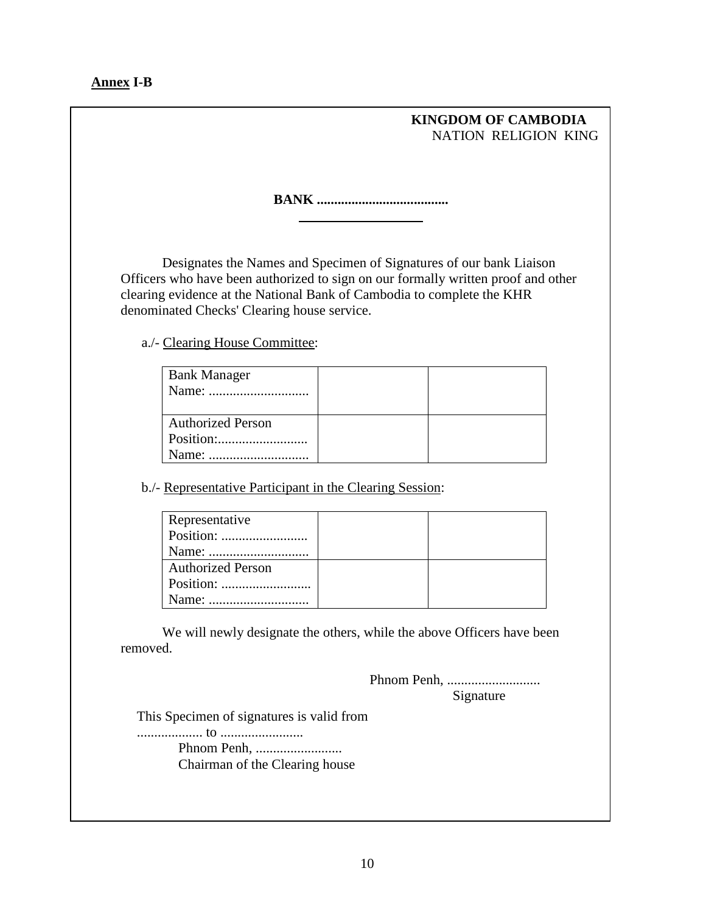**Annex I-B**

**KINGDOM OF CAMBODIA**
NATION RELIGION KING

**BANK ......................................**

Designates the Names and Specimen of Signatures of our bank Liaison Officers who have been authorized to sign on our formally written proof and other clearing evidence at the National Bank of Cambodia to complete the KHR denominated Checks' Clearing house service.

a./- Clearing House Committee:

| | | |
|---|---|---|
| Bank Manager<br>Name: ............................ | | |
| Authorized Person<br>Position:.........................<br>Name: ............................ | | |

b./- Representative Participant in the Clearing Session:

| | | |
|---|---|---|
| Representative<br>Position: .........................<br>Name: ............................ | | |
| Authorized Person<br>Position: .........................<br>Name: ............................ | | |

We will newly designate the others, while the above Officers have been removed.

Phnom Penh, ...........................
Signature

This Specimen of signatures is valid from
.................. to ........................
Phnom Penh, .........................
Chairman of the Clearing house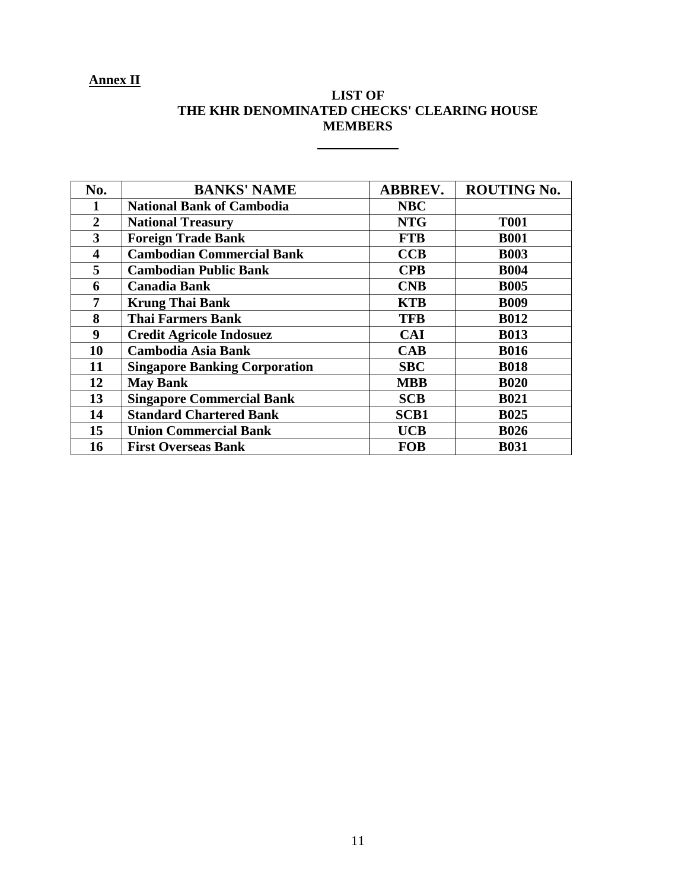**Annex II**

## LIST OF THE KHR DENOMINATED CHECKS' CLEARING HOUSE MEMBERS

| No. | BANKS' NAME | ABBREV. | ROUTING No. |
|---|---|---|---|
| 1 | National Bank of Cambodia | NBC | |
| 2 | National Treasury | NTG | T001 |
| 3 | Foreign Trade Bank | FTB | B001 |
| 4 | Cambodian Commercial Bank | CCB | B003 |
| 5 | Cambodian Public Bank | CPB | B004 |
| 6 | Canadia Bank | CNB | B005 |
| 7 | Krung Thai Bank | KTB | B009 |
| 8 | Thai Farmers Bank | TFB | B012 |
| 9 | Credit Agricole Indosuez | CAI | B013 |
| 10 | Cambodia Asia Bank | CAB | B016 |
| 11 | Singapore Banking Corporation | SBC | B018 |
| 12 | May Bank | MBB | B020 |
| 13 | Singapore Commercial Bank | SCB | B021 |
| 14 | Standard Chartered Bank | SCB1 | B025 |
| 15 | Union Commercial Bank | UCB | B026 |
| 16 | First Overseas Bank | FOB | B031 |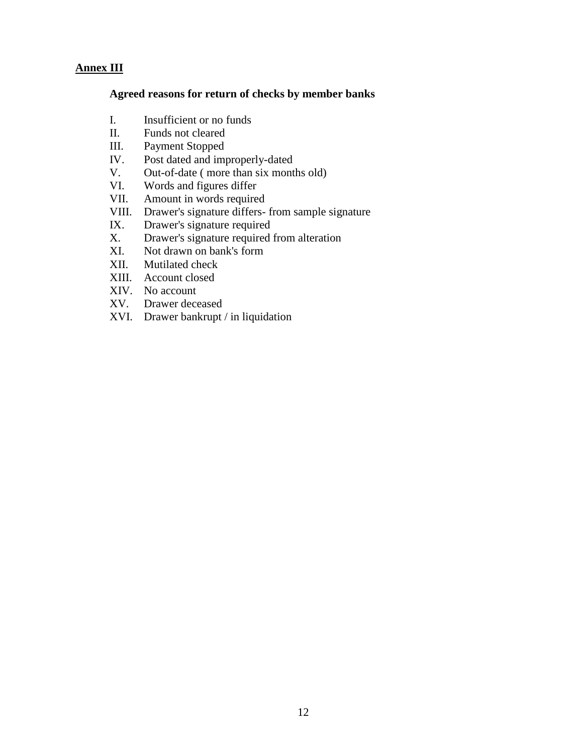**<u>Annex III</u>**

**Agreed reasons for return of checks by member banks**

I. Insufficient or no funds
II. Funds not cleared
III. Payment Stopped
IV. Post dated and improperly-dated
V. Out-of-date ( more than six months old)
VI. Words and figures differ
VII. Amount in words required
VIII. Drawer's signature differs- from sample signature
IX. Drawer's signature required
X. Drawer's signature required from alteration
XI. Not drawn on bank's form
XII. Mutilated check
XIII. Account closed
XIV. No account
XV. Drawer deceased
XVI. Drawer bankrupt / in liquidation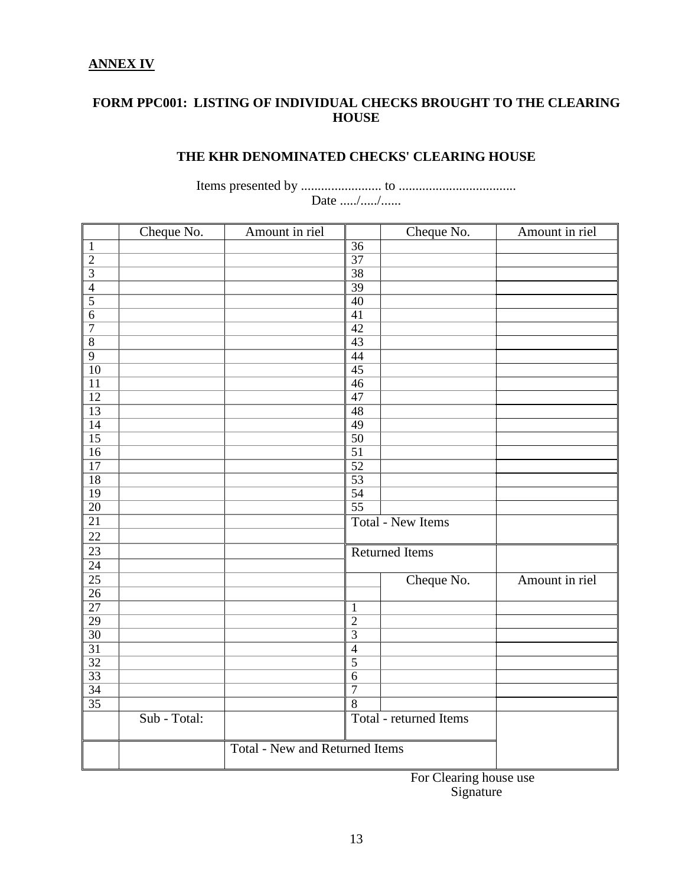**ANNEX IV**

**FORM PPC001: LISTING OF INDIVIDUAL CHECKS BROUGHT TO THE CLEARING HOUSE**

**THE KHR DENOMINATED CHECKS' CLEARING HOUSE**

Items presented by ........................ to ...................................
Date ...../...../......

| | Cheque No. | Amount in riel | | Cheque No. | Amount in riel |
|---|---|---|---|---|---|
| 1 | | | 36 | | |
| 2 | | | 37 | | |
| 3 | | | 38 | | |
| 4 | | | 39 | | |
| 5 | | | 40 | | |
| 6 | | | 41 | | |
| 7 | | | 42 | | |
| 8 | | | 43 | | |
| 9 | | | 44 | | |
| 10 | | | 45 | | |
| 11 | | | 46 | | |
| 12 | | | 47 | | |
| 13 | | | 48 | | |
| 14 | | | 49 | | |
| 15 | | | 50 | | |
| 16 | | | 51 | | |
| 17 | | | 52 | | |
| 18 | | | 53 | | |
| 19 | | | 54 | | |
| 20 | | | 55 | | |
| 21 | | | Total - New Items | | |
| 22 | | | | | |
| 23 | | | Returned Items | | |
| 24 | | | | | |
| 25 | | | | Cheque No. | Amount in riel |
| 26 | | | | | |
| 27 | | | 1 | | |
| 29 | | | 2 | | |
| 30 | | | 3 | | |
| 31 | | | 4 | | |
| 32 | | | 5 | | |
| 33 | | | 6 | | |
| 34 | | | 7 | | |
| 35 | | | 8 | | |
| | Sub - Total: | | Total - returned Items | | |
| | | Total - New and Returned Items | | | |

For Clearing house use
Signature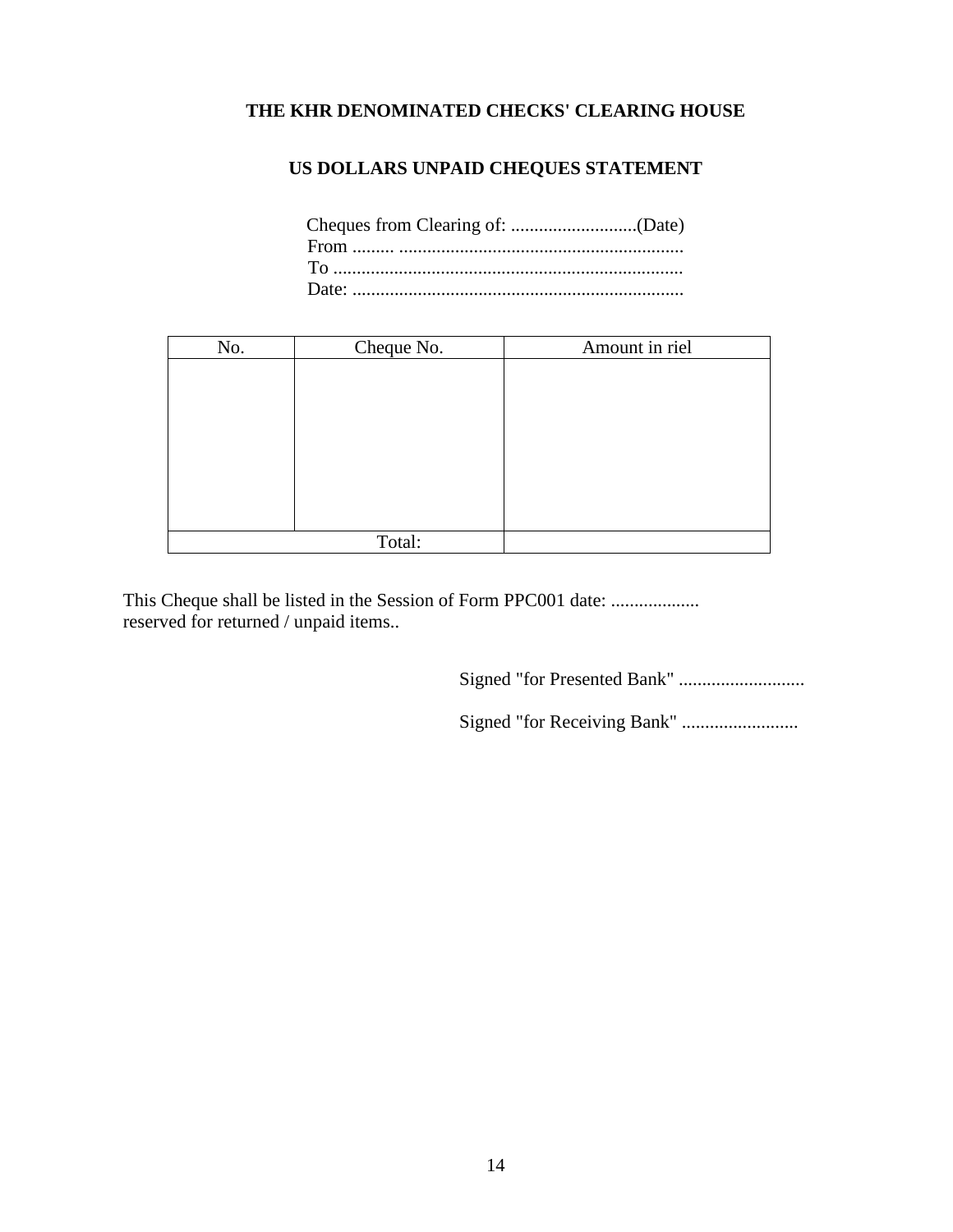**THE KHR DENOMINATED CHECKS' CLEARING HOUSE**

**US DOLLARS UNPAID CHEQUES STATEMENT**

Cheques from Clearing of: ...........................(Date)
From ......... .............................................................
To ...........................................................................
Date: .......................................................................

| No. | Cheque No. | Amount in riel |
|---|---|---|
| | | |
| Total: | | |

This Cheque shall be listed in the Session of Form PPC001 date: ...................
reserved for returned / unpaid items..

Signed "for Presented Bank" ...........................

Signed "for Receiving Bank" .........................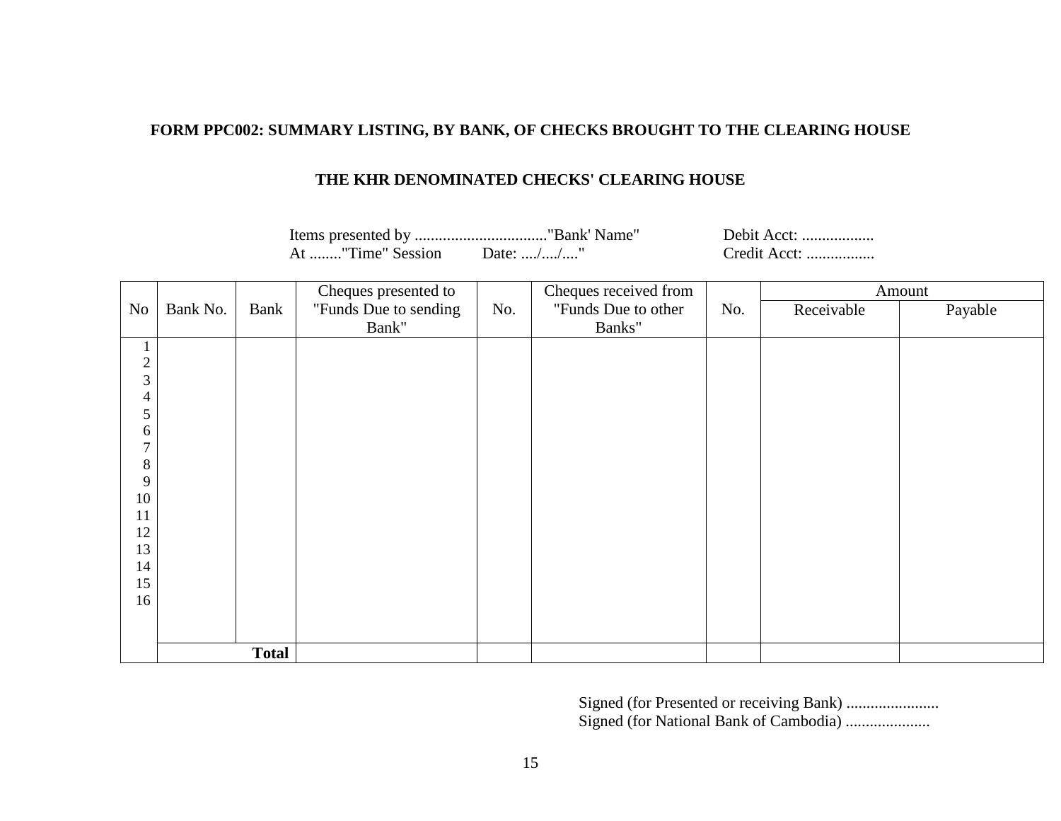**FORM PPC002: SUMMARY LISTING, BY BANK, OF CHECKS BROUGHT TO THE CLEARING HOUSE**

**THE KHR DENOMINATED CHECKS' CLEARING HOUSE**

Items presented by ................................."Bank' Name"  
At ........"Time" Session  Date: ..../..../...."

Debit Acct: ..................  
Credit Acct: .................

| No | Bank No. | Bank | Cheques presented to "Funds Due to sending Bank" | No. | Cheques received from "Funds Due to other Banks" | No. | Amount | |
|---|---|---|---|---|---|---|---|---|
| | | | | | | | Receivable | Payable |
| 1 | | | | | | | | |
| 2 | | | | | | | | |
| 3 | | | | | | | | |
| 4 | | | | | | | | |
| 5 | | | | | | | | |
| 6 | | | | | | | | |
| 7 | | | | | | | | |
| 8 | | | | | | | | |
| 9 | | | | | | | | |
| 10 | | | | | | | | |
| 11 | | | | | | | | |
| 12 | | | | | | | | |
| 13 | | | | | | | | |
| 14 | | | | | | | | |
| 15 | | | | | | | | |
| 16 | | | | | | | | |
| | | **Total** | | | | | | |

Signed (for Presented or receiving Bank) .......................  
Signed (for National Bank of Cambodia) .....................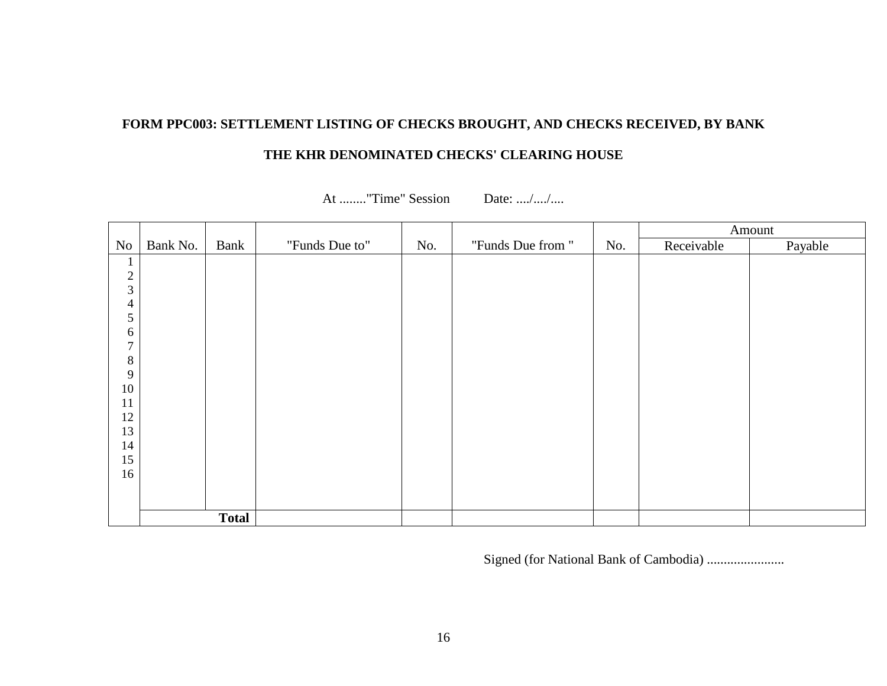**FORM PPC003: SETTLEMENT LISTING OF CHECKS BROUGHT, AND CHECKS RECEIVED, BY BANK**

**THE KHR DENOMINATED CHECKS' CLEARING HOUSE**

At ........"Time" Session Date: ..../..../....

| | | | | | | | Amount | |
|---|---|---|---|---|---|---|---|---|
| No | Bank No. | Bank | "Funds Due to" | No. | "Funds Due from " | No. | Receivable | Payable |
| 1 | | | | | | | | |
| 2 | | | | | | | | |
| 3 | | | | | | | | |
| 4 | | | | | | | | |
| 5 | | | | | | | | |
| 6 | | | | | | | | |
| 7 | | | | | | | | |
| 8 | | | | | | | | |
| 9 | | | | | | | | |
| 10 | | | | | | | | |
| 11 | | | | | | | | |
| 12 | | | | | | | | |
| 13 | | | | | | | | |
| 14 | | | | | | | | |
| 15 | | | | | | | | |
| 16 | | | | | | | | |
| | | **Total** | | | | | | |

Signed (for National Bank of Cambodia) .......................